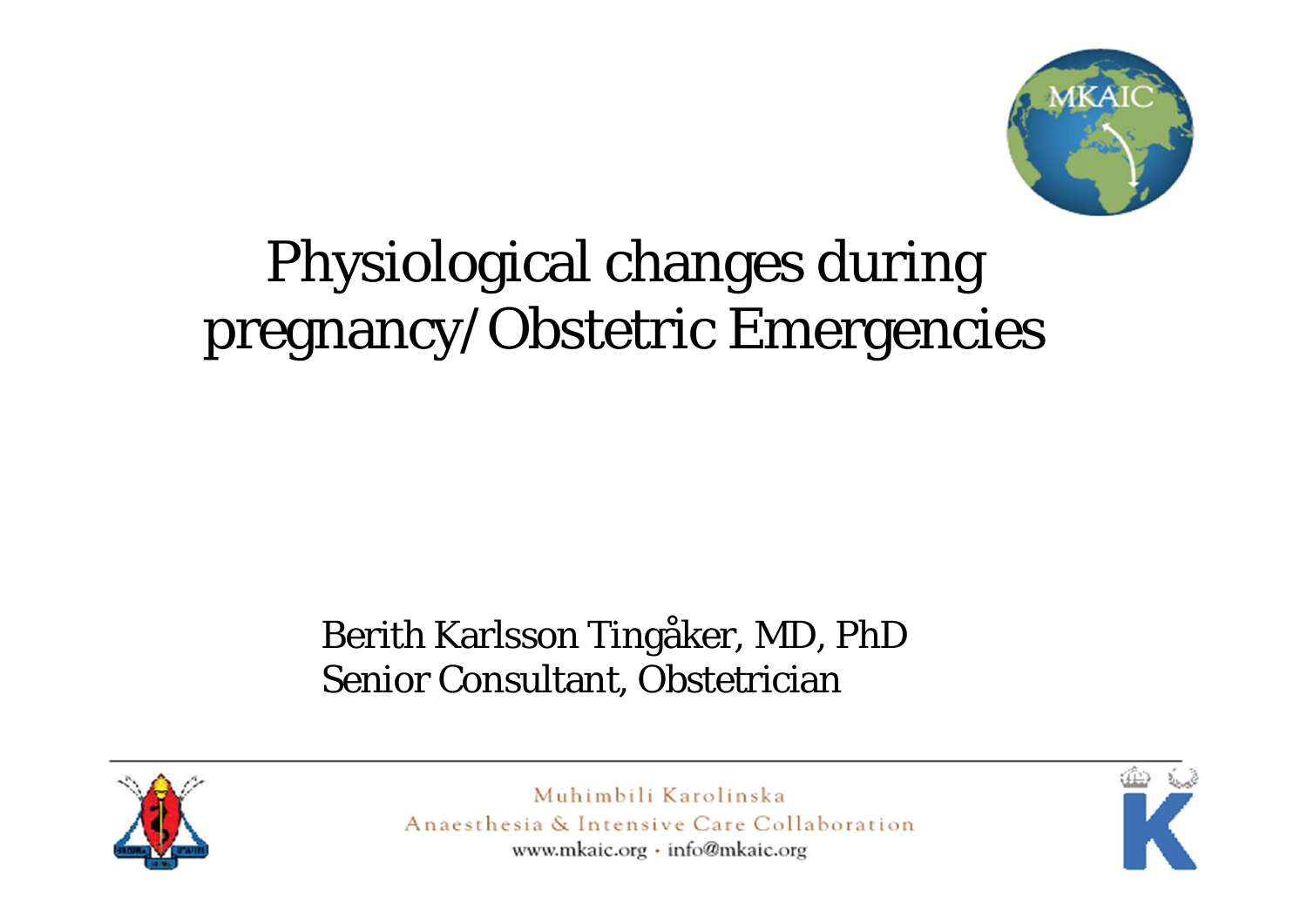# Physiological changes during pregnancy/Obstetric Emergencies

Berith Karlsson Tingåker, MD, PhD
Senior Consultant, Obstetrician

Muhimbili Karolinska
Anaesthesia & Intensive Care Collaboration
www.mkaic.org · info@mkaic.org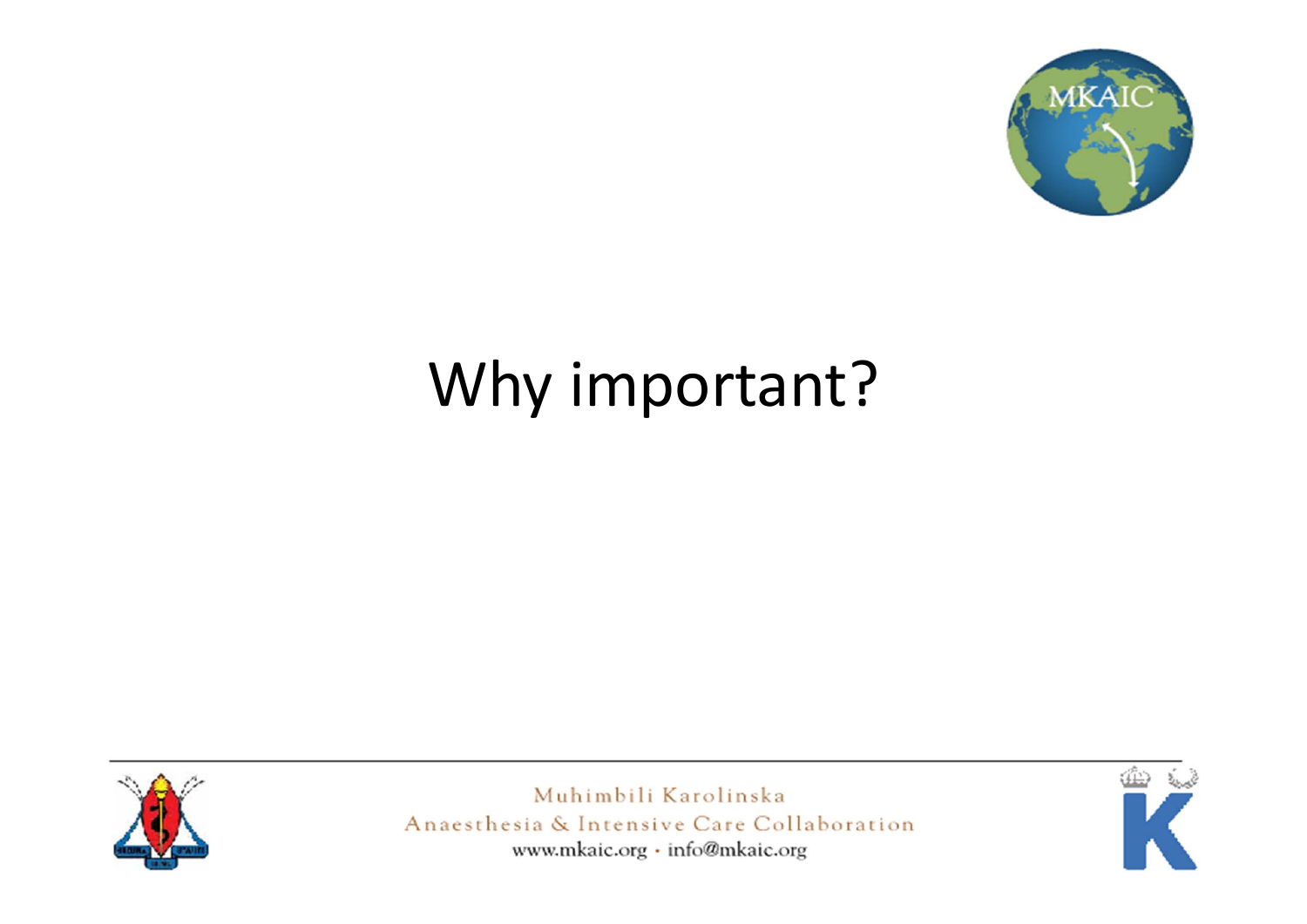# Why important?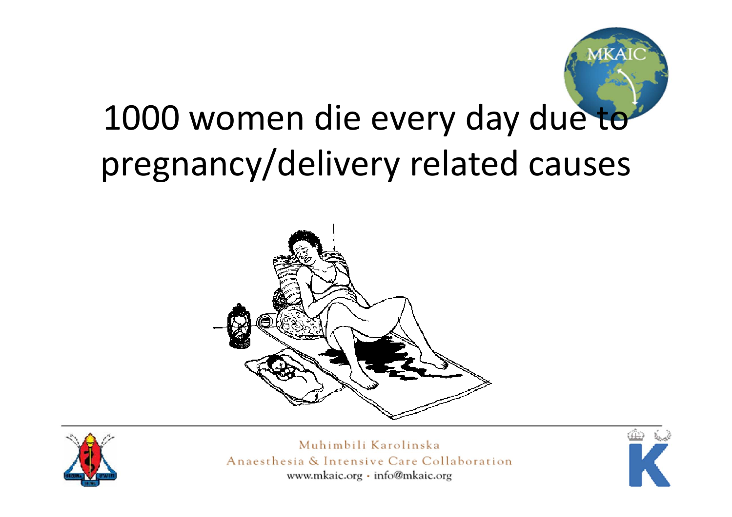# 1000 women die every day due to pregnancy/delivery related causes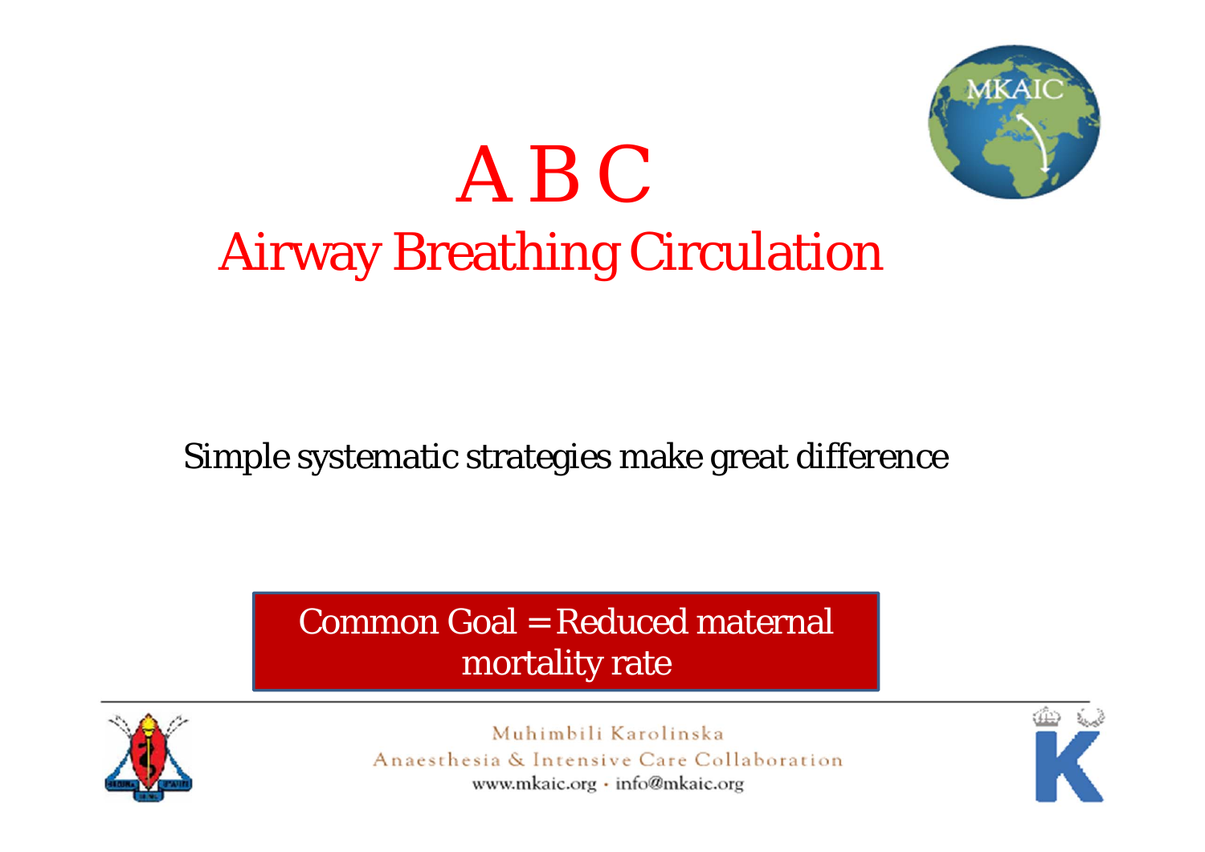# A B C

## Airway Breathing Circulation

Simple systematic strategies make great difference

**Common Goal = Reduced maternal mortality rate**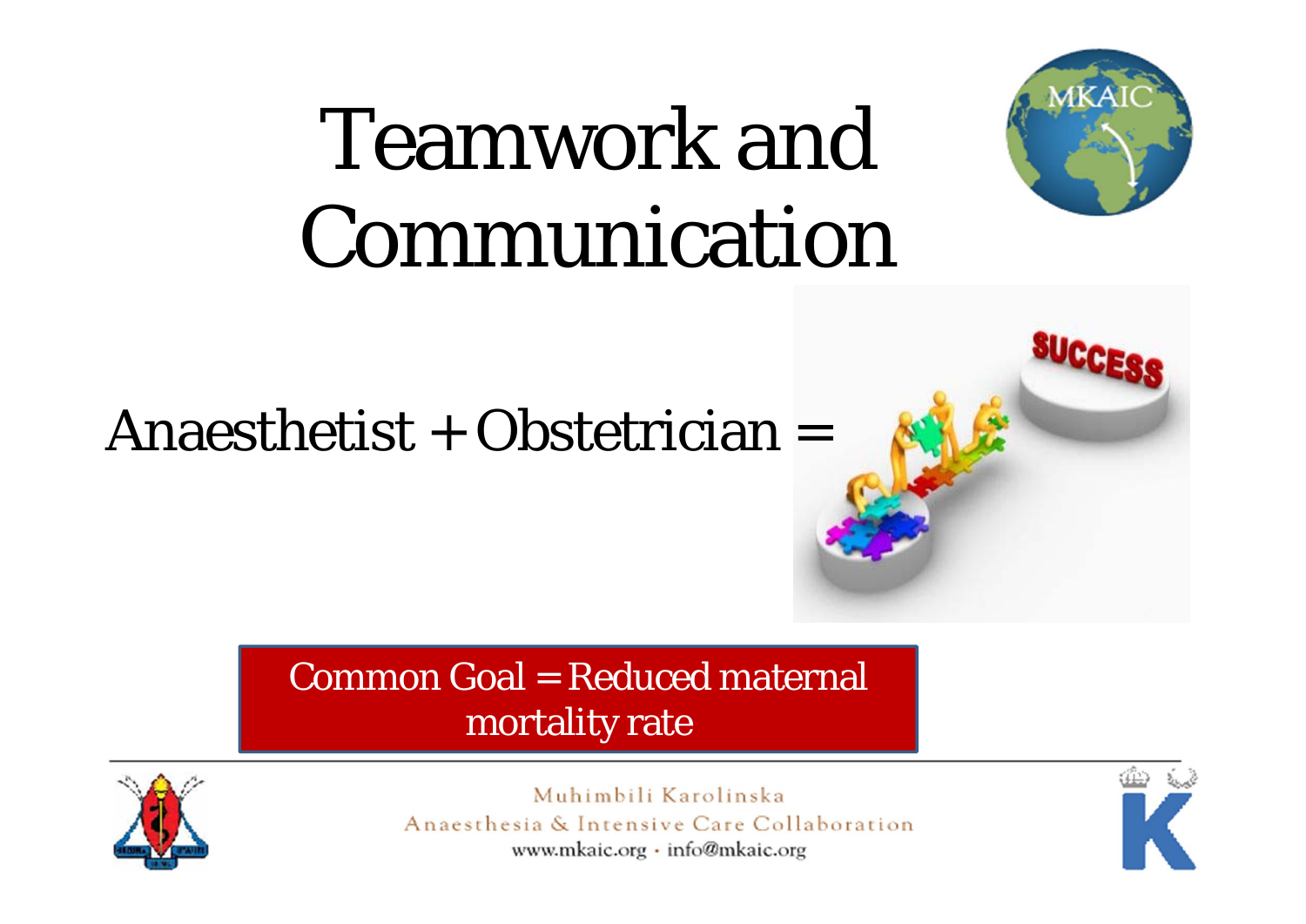# Teamwork and Communication

Anaesthetist + Obstetrician =

Common Goal = Reduced maternal mortality rate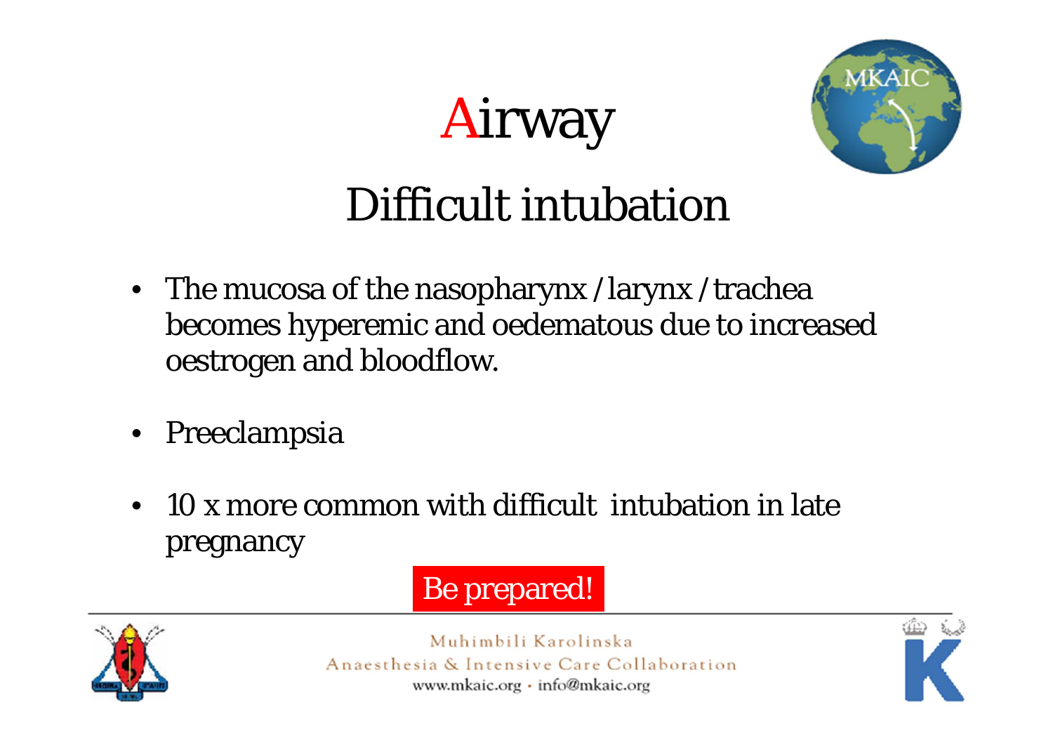# Airway

## Difficult intubation

- The mucosa of the nasopharynx / larynx / trachea becomes hyperemic and oedematous due to increased oestrogen and bloodflow.
- Preeclampsia
- 10 x more common with difficult intubation in late pregnancy

**Be prepared!**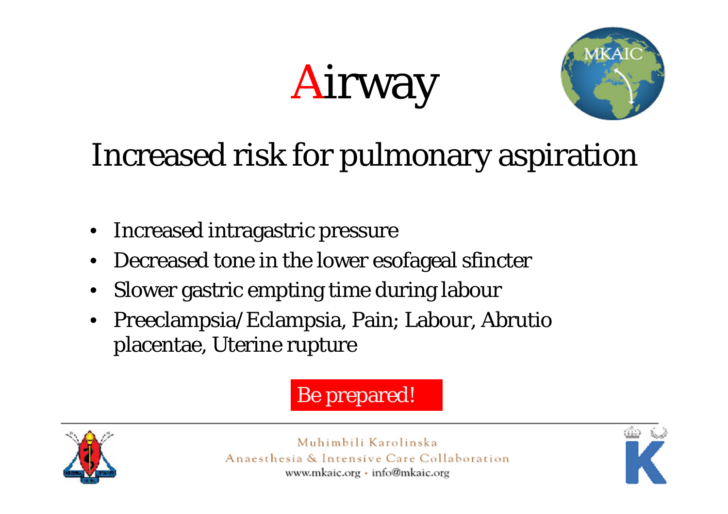# Airway

## Increased risk for pulmonary aspiration

- Increased intragastric pressure
- Decreased tone in the lower esofageal sfincter
- Slower gastric empting time during labour
- Preeclampsia/Eclampsia, Pain; Labour, Abrutio placentae, Uterine rupture

**Be prepared!**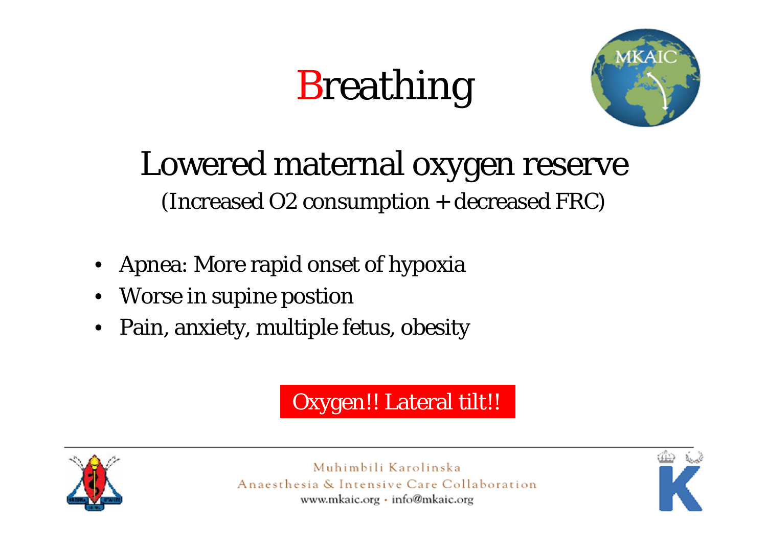# Breathing

## Lowered maternal oxygen reserve

(Increased O2 consumption + decreased FRC)

- Apnea: More rapid onset of hypoxia
- Worse in supine postion
- Pain, anxiety, multiple fetus, obesity

**Oxygen!! Lateral tilt!!**

Muhimbili Karolinska
Anaesthesia & Intensive Care Collaboration
www.mkaic.org · info@mkaic.org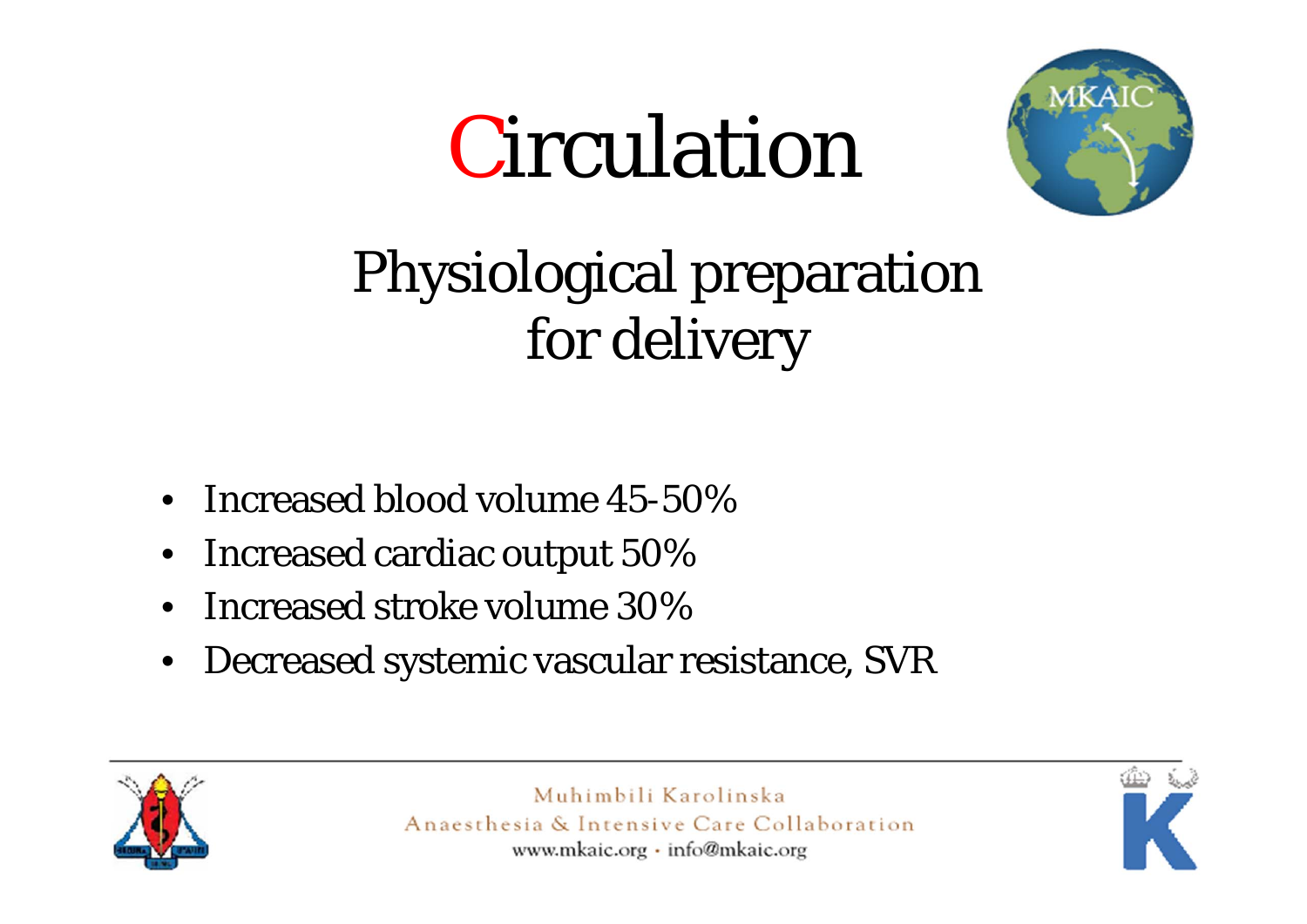# Circulation

## Physiological preparation for delivery

- Increased blood volume 45-50%
- Increased cardiac output 50%
- Increased stroke volume 30%
- Decreased systemic vascular resistance, SVR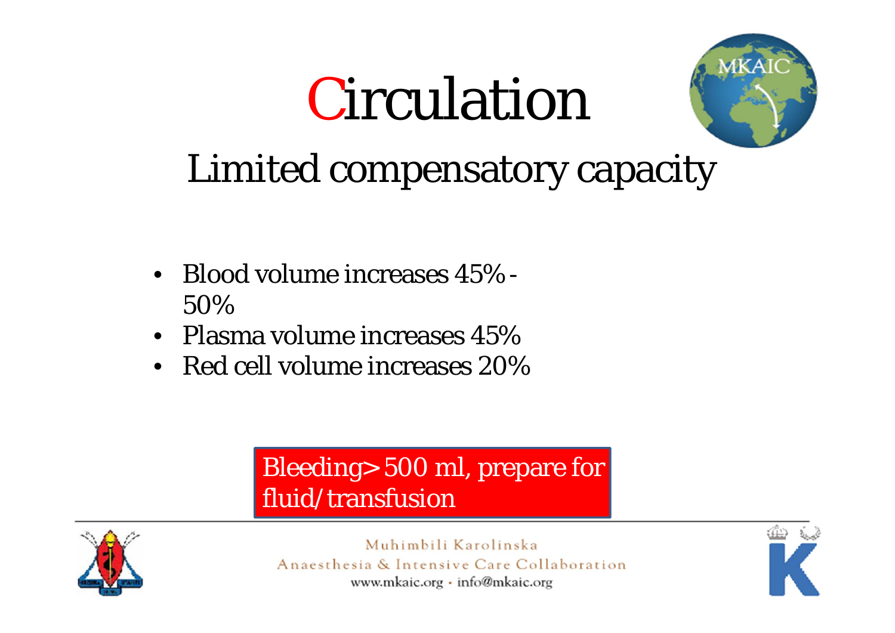# Circulation

## Limited compensatory capacity

- Blood volume increases 45% - 50%
- Plasma volume increases 45%
- Red cell volume increases 20%

Bleeding> 500 ml, prepare for fluid/transfusion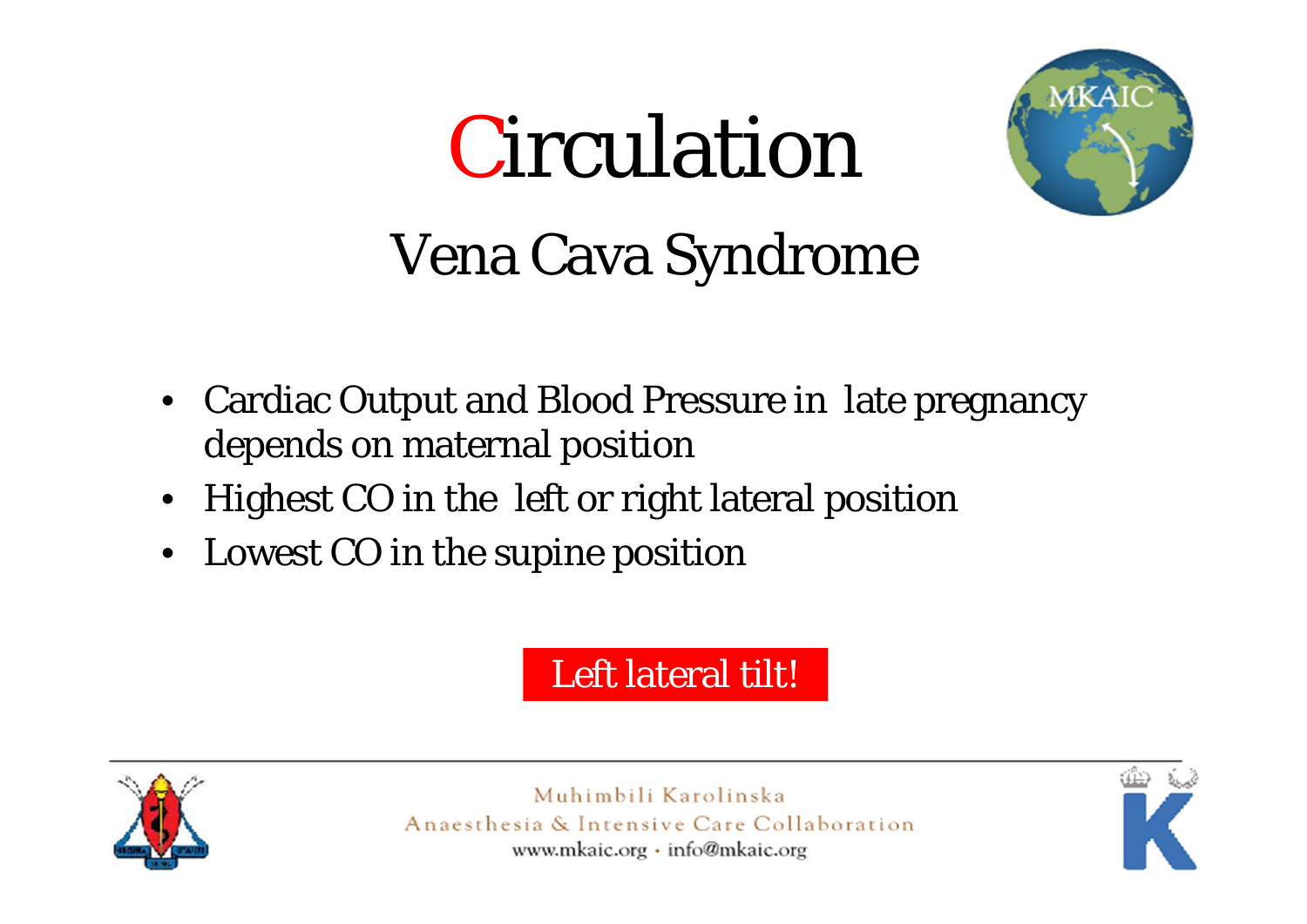# Circulation

## Vena Cava Syndrome

- Cardiac Output and Blood Pressure in late pregnancy depends on maternal position
- Highest CO in the left or right lateral position
- Lowest CO in the supine position

**Left lateral tilt!**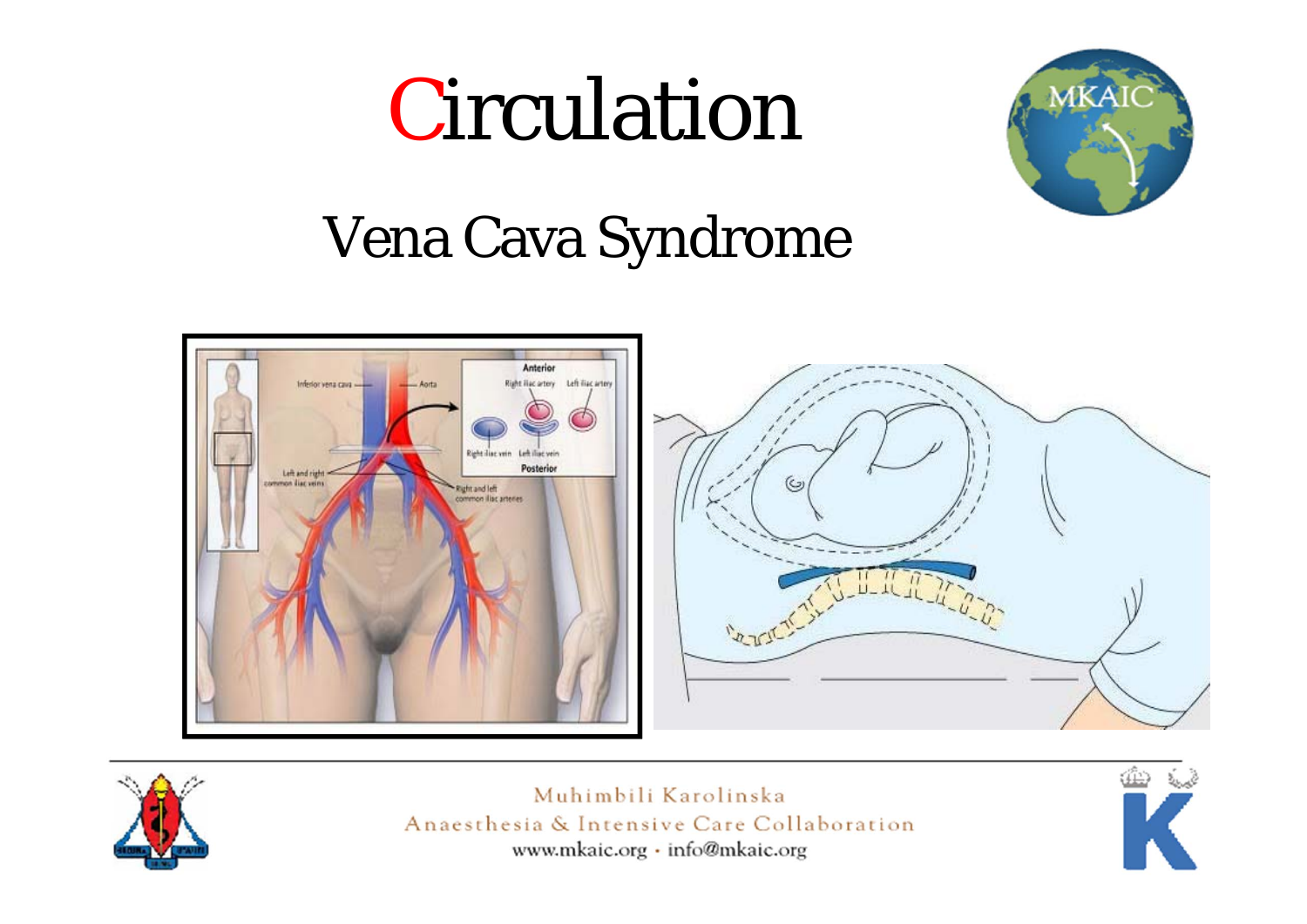# Circulation

## Vena Cava Syndrome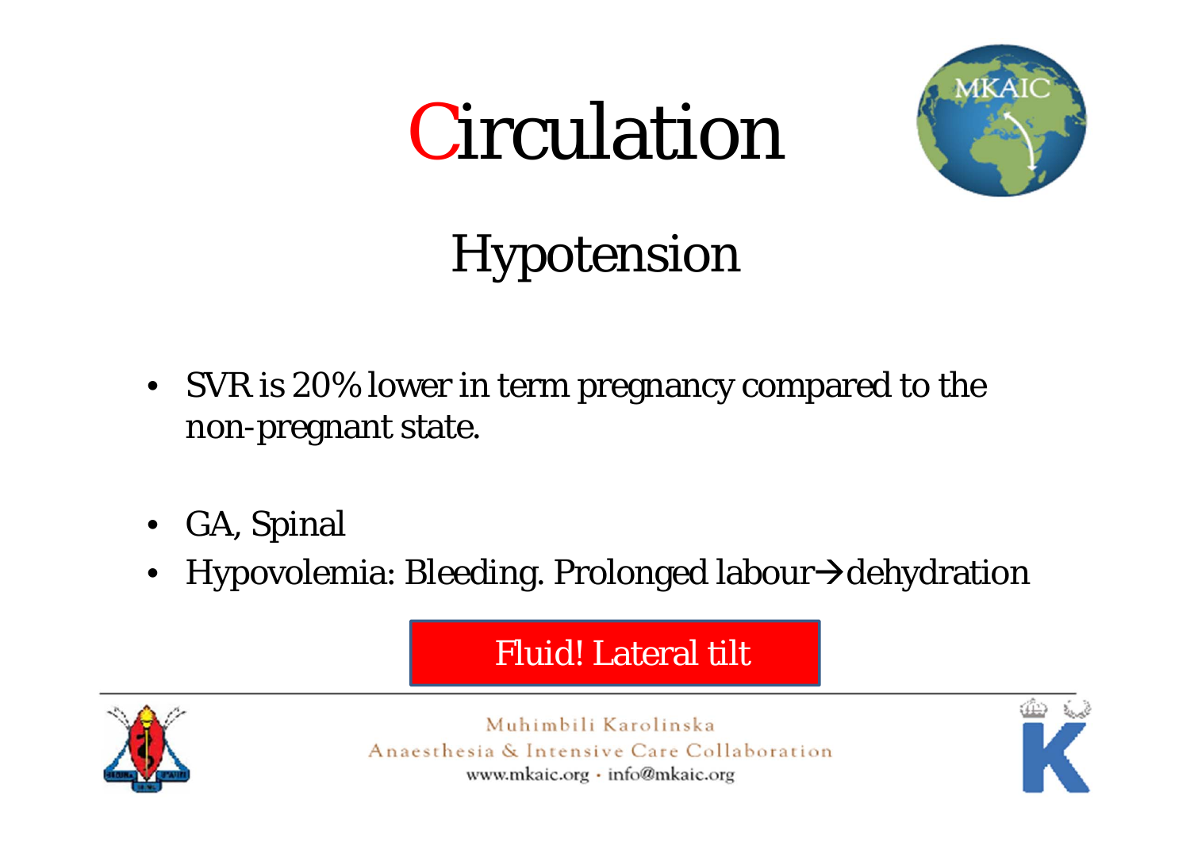# Circulation

## Hypotension

- SVR is 20% lower in term pregnancy compared to the non-pregnant state.

- GA, Spinal
- Hypovolemia: Bleeding. Prolonged labour→dehydration

**Fluid! Lateral tilt**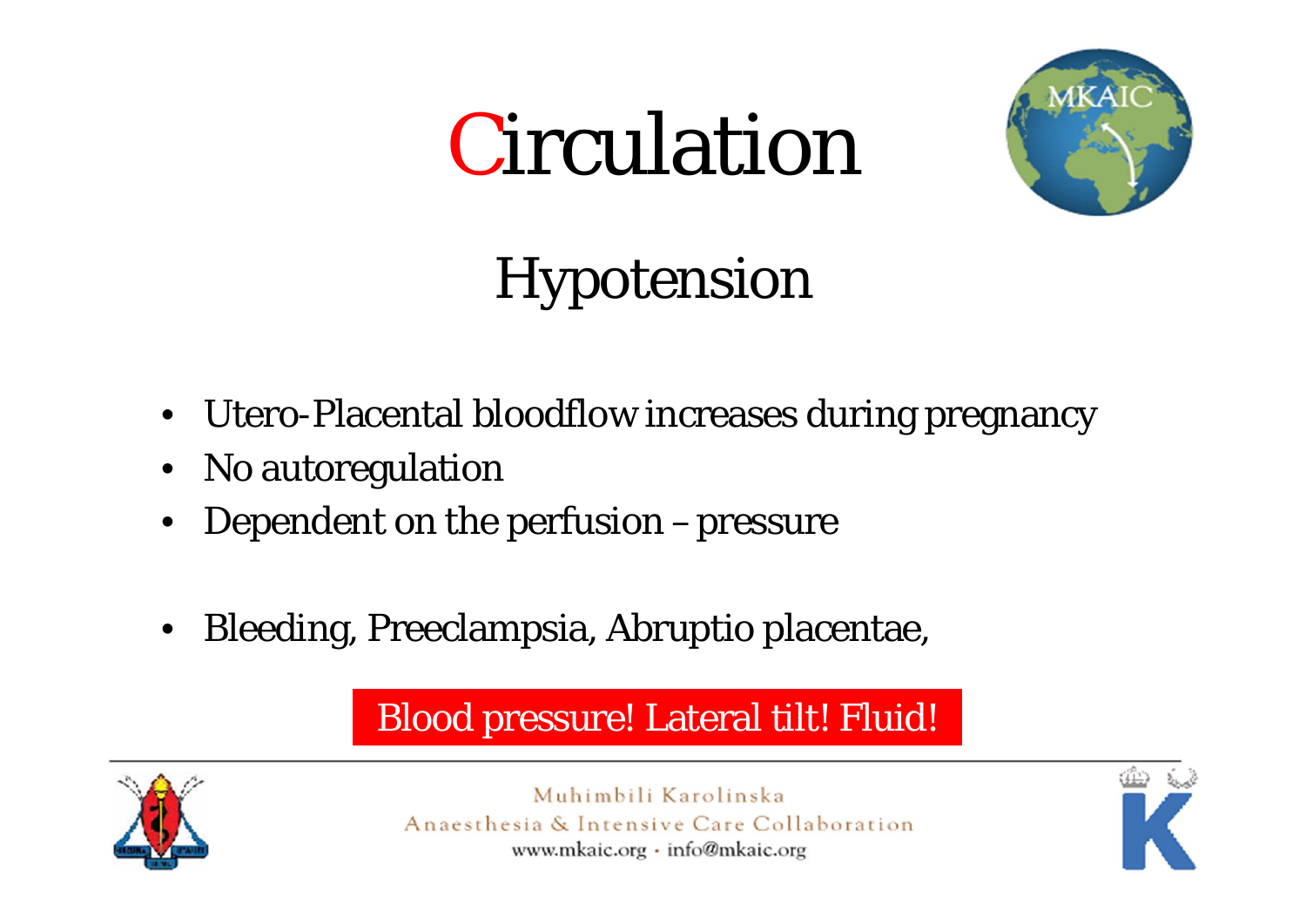# Circulation

## Hypotension

- Utero-Placental bloodflow increases during pregnancy
- No autoregulation
- Dependent on the perfusion – pressure

- Bleeding, Preeclampsia, Abruptio placentae,

**Blood pressure! Lateral tilt! Fluid!**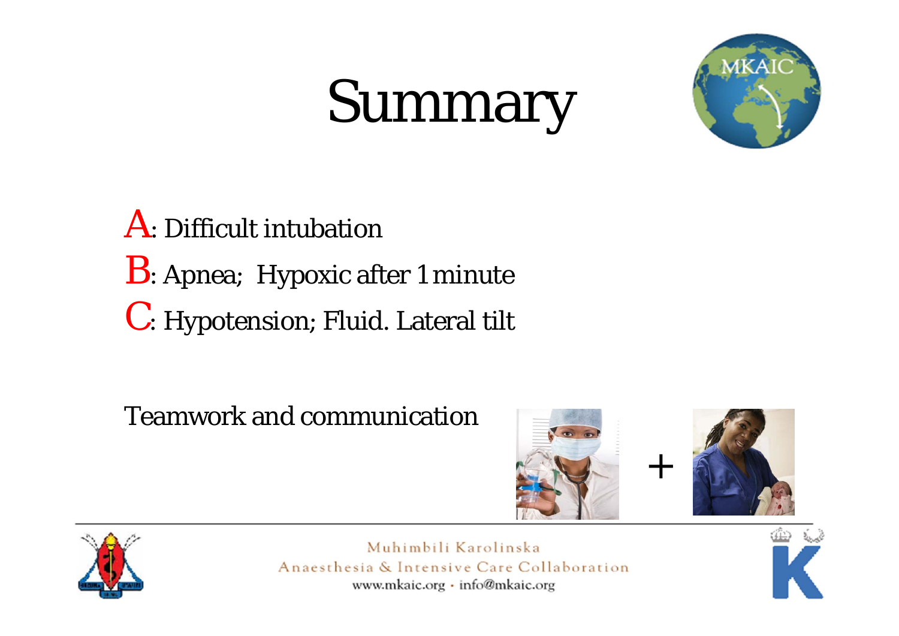# Summary

A: Difficult intubation

B: Apnea;  Hypoxic after 1 minute

C: Hypotension; Fluid. Lateral tilt

Teamwork and communication

+